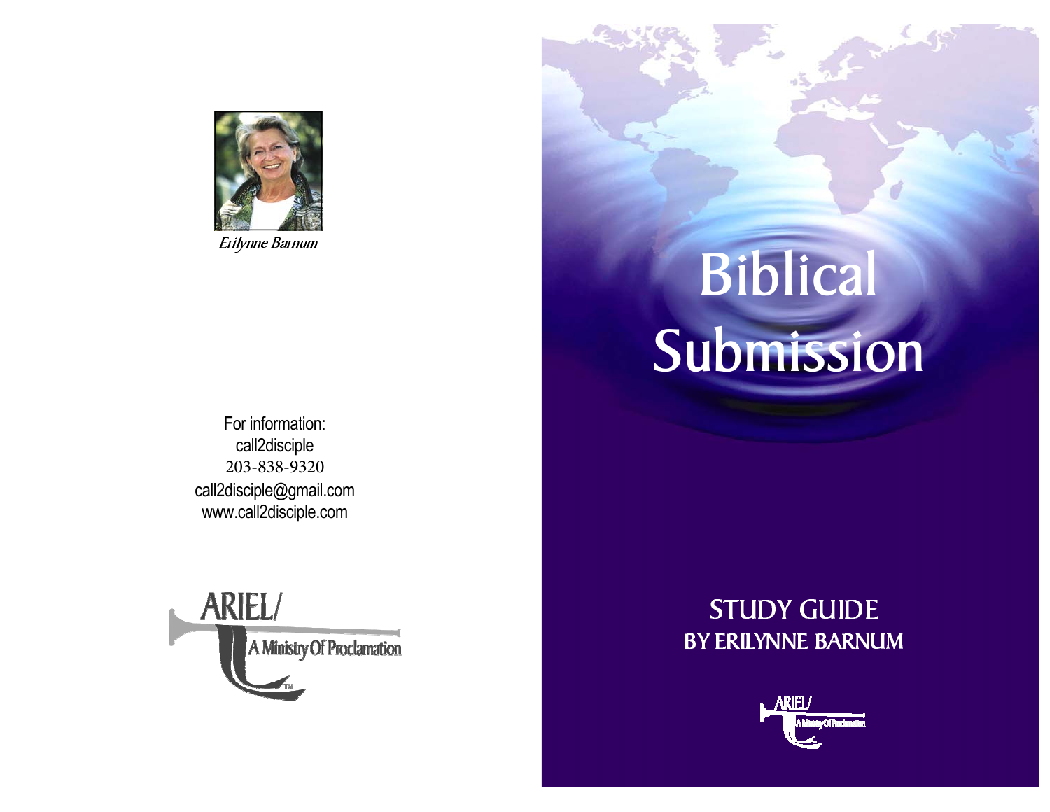*Erilynne Barnum*

For information:
call2disciple
203-838-9320
call2disciple@gmail.com
www.call2disciple.com

ARIEL/ A Ministry Of Proclamation

# Biblical Submission

## STUDY GUIDE
### BY ERILYNNE BARNUM

ARIEL/ A Ministry Of Proclamation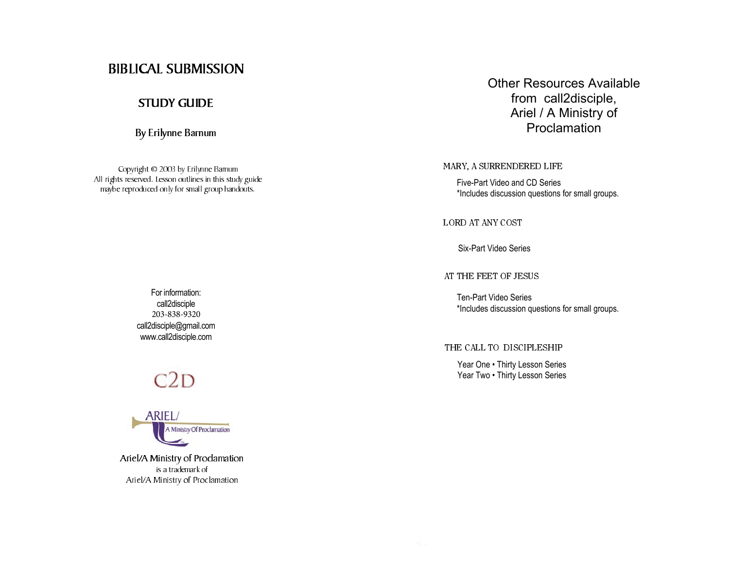# BIBLICAL SUBMISSION

## STUDY GUIDE

By Erilynne Barnum

Copyright © 2003 by Erilynne Barnum
All rights reserved. Lesson outlines in this study guide maybe reproduced only for small group handouts.

For information:
call2disciple
203-838-9320
call2disciple@gmail.com
www.call2disciple.com

C2D

ARIEL/
A Ministry Of Proclamation

Ariel/A Ministry of Proclamation
is a trademark of
Ariel/A Ministry of Proclamation

## Other Resources Available from call2disciple, Ariel / A Ministry of Proclamation

MARY, A SURRENDERED LIFE

Five-Part Video and CD Series
*Includes discussion questions for small groups.

LORD AT ANY COST

Six-Part Video Series

AT THE FEET OF JESUS

Ten-Part Video Series
*Includes discussion questions for small groups.

THE CALL TO DISCIPLESHIP

Year One • Thirty Lesson Series
Year Two • Thirty Lesson Series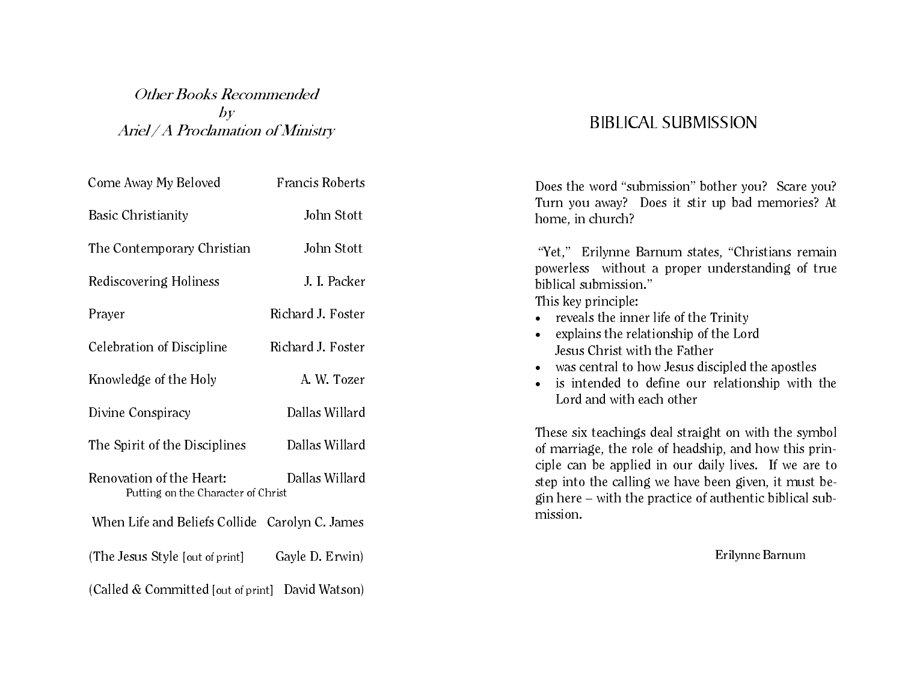*Other Books Recommended*
*by*
*Ariel / A Proclamation of Ministry*

| Title | Author |
|---|---|
| Come Away My Beloved | Francis Roberts |
| Basic Christianity | John Stott |
| The Contemporary Christian | John Stott |
| Rediscovering Holiness | J. I. Packer |
| Prayer | Richard J. Foster |
| Celebration of Discipline | Richard J. Foster |
| Knowledge of the Holy | A. W. Tozer |
| Divine Conspiracy | Dallas Willard |
| The Spirit of the Disciplines | Dallas Willard |
| Renovation of the Heart: Putting on the Character of Christ | Dallas Willard |
| When Life and Beliefs Collide | Carolyn C. James |
| (The Jesus Style [out of print] | Gayle D. Erwin) |
| (Called & Committed [out of print] | David Watson) |

## BIBLICAL SUBMISSION

Does the word "submission" bother you? Scare you? Turn you away? Does it stir up bad memories? At home, in church?

"Yet," Erilynne Barnum states, "Christians remain powerless without a proper understanding of true biblical submission."

This key principle:

- reveals the inner life of the Trinity
- explains the relationship of the Lord Jesus Christ with the Father
- was central to how Jesus discipled the apostles
- is intended to define our relationship with the Lord and with each other

These six teachings deal straight on with the symbol of marriage, the role of headship, and how this principle can be applied in our daily lives. If we are to step into the calling we have been given, it must begin here – with the practice of authentic biblical submission.

Erilynne Barnum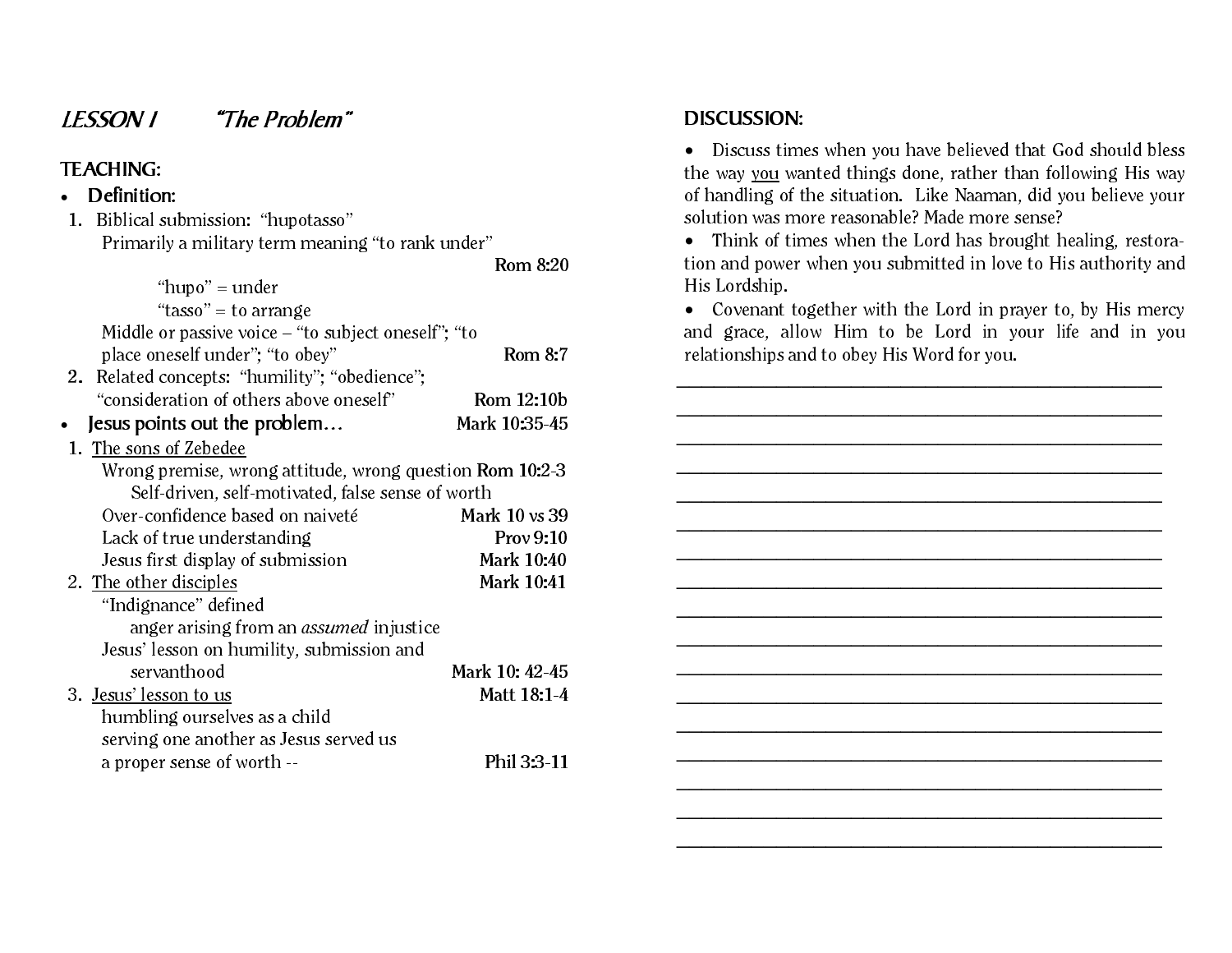## *LESSON I "The Problem"*

**TEACHING:**

- **Definition:**

1. Biblical submission: "hupotasso"
   Primarily a military term meaning "to rank under" **Rom 8:20**
   "hupo" = under
   "tasso" = to arrange
   Middle or passive voice – "to subject oneself"; "to place oneself under"; "to obey" **Rom 8:7**
2. Related concepts: "humility"; "obedience"; "consideration of others above oneself" **Rom 12:10b**

- **Jesus points out the problem…** **Mark 10:35-45**

1. The sons of Zebedee
   Wrong premise, wrong attitude, wrong question **Rom 10:2-3**
   Self-driven, self-motivated, false sense of worth
   Over-confidence based on naiveté **Mark 10 vs 39**
   Lack of true understanding **Prov 9:10**
   Jesus first display of submission **Mark 10:40**
2. The other disciples **Mark 10:41**
   "Indignance" defined
   anger arising from an *assumed* injustice
   Jesus' lesson on humility, submission and servanthood **Mark 10: 42-45**
3. Jesus' lesson to us **Matt 18:1-4**
   humbling ourselves as a child
   serving one another as Jesus served us
   a proper sense of worth -- **Phil 3:3-11**

**DISCUSSION:**

- Discuss times when you have believed that God should bless the way you wanted things done, rather than following His way of handling of the situation. Like Naaman, did you believe your solution was more reasonable? Made more sense?
- Think of times when the Lord has brought healing, restoration and power when you submitted in love to His authority and His Lordship.
- Covenant together with the Lord in prayer to, by His mercy and grace, allow Him to be Lord in your life and in you relationships and to obey His Word for you.

________________________________________________

________________________________________________

________________________________________________

________________________________________________

________________________________________________

________________________________________________

________________________________________________

________________________________________________

________________________________________________

________________________________________________

________________________________________________

________________________________________________

________________________________________________

________________________________________________

________________________________________________

________________________________________________

________________________________________________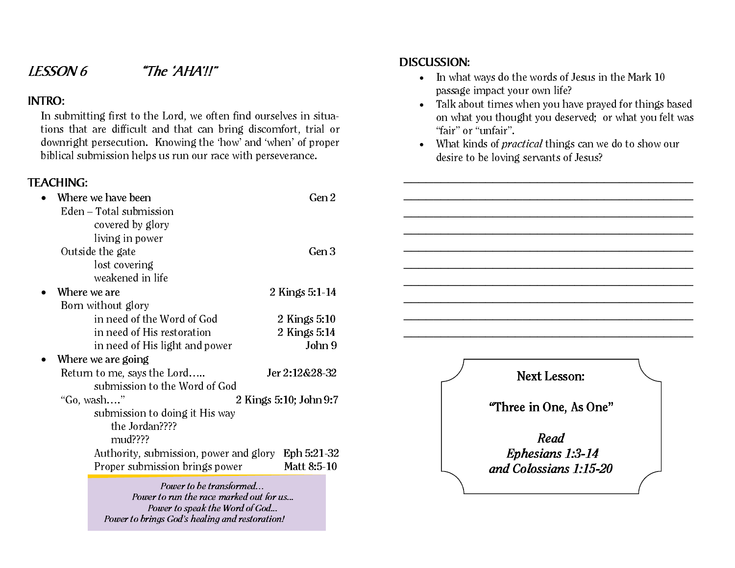## *LESSON 6* *"The 'AHA'!!"*

### INTRO:

In submitting first to the Lord, we often find ourselves in situations that are difficult and that can bring discomfort, trial or downright persecution. Knowing the 'how' and 'when' of proper biblical submission helps us run our race with perseverance.

### TEACHING:

- Where we have been — Gen 2
  - Eden – Total submission
    - covered by glory
    - living in power
  - Outside the gate — Gen 3
    - lost covering
    - weakened in life
- Where we are — 2 Kings 5:1-14
  - Born without glory
    - in need of the Word of God — 2 Kings 5:10
    - in need of His restoration — 2 Kings 5:14
    - in need of His light and power — John 9
- Where we are going
  - Return to me, says the Lord….. — Jer 2:12&28-32
    - submission to the Word of God
  - "Go, wash…." — 2 Kings 5:10; John 9:7
    - submission to doing it His way
      - the Jordan????
      - mud????
    - Authority, submission, power and glory — Eph 5:21-32
    - Proper submission brings power — Matt 8:5-10

*Power to be transformed…*
*Power to run the race marked out for us…*
*Power to speak the Word of God…*
*Power to brings God's healing and restoration!*

### DISCUSSION:

- In what ways do the words of Jesus in the Mark 10 passage impact your own life?
- Talk about times when you have prayed for things based on what you thought you deserved; or what you felt was "fair" or "unfair".
- What kinds of *practical* things can we do to show our desire to be loving servants of Jesus?

_______________________________________________

_______________________________________________

_______________________________________________

_______________________________________________

_______________________________________________

_______________________________________________

_______________________________________________

_______________________________________________

_______________________________________________

_______________________________________________

**Next Lesson:**

**"Three in One, As One"**

***Read***
***Ephesians 1:3-14***
***and Colossians 1:15-20***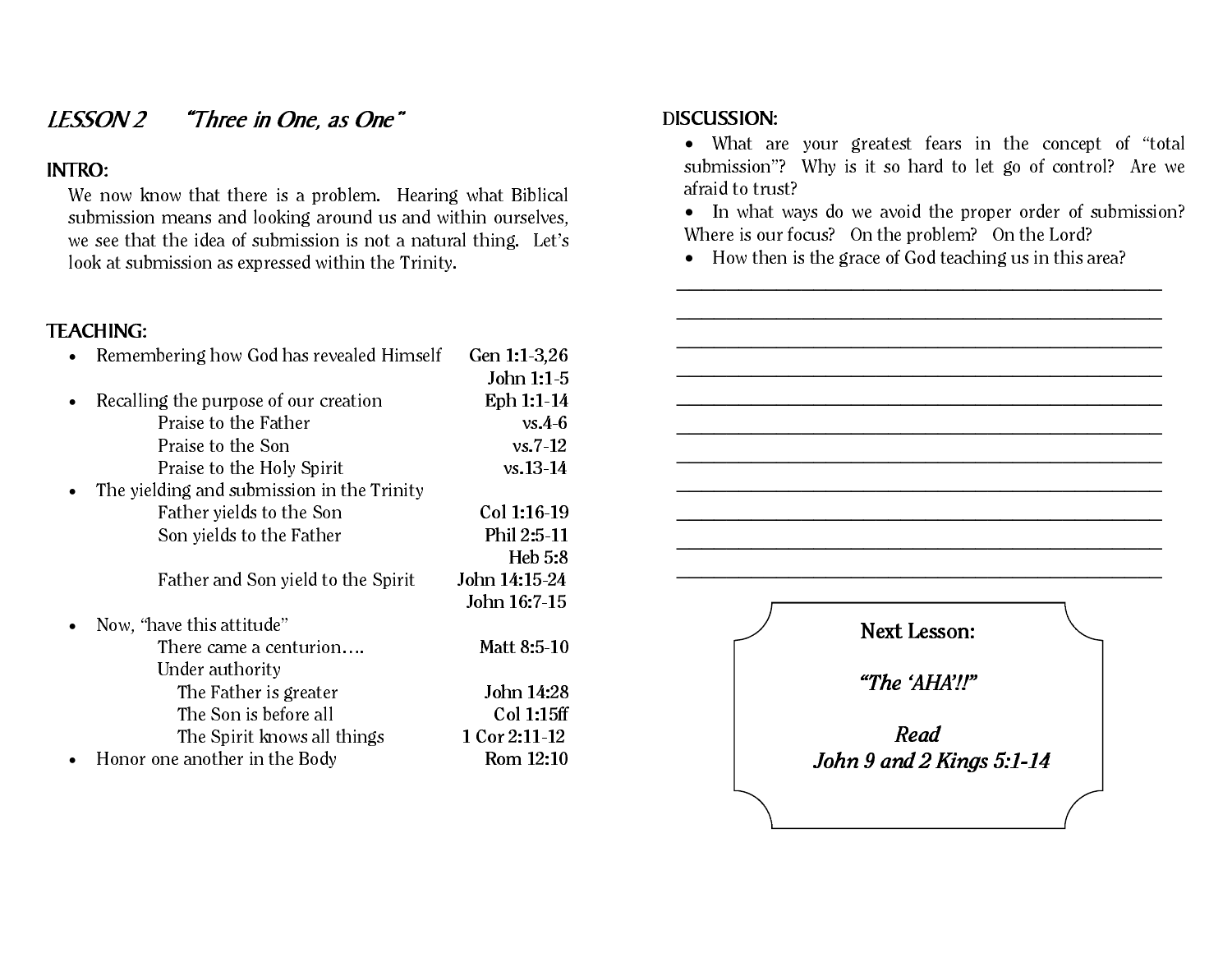## *LESSON 2 "Three in One, as One"*

### INTRO:

We now know that there is a problem. Hearing what Biblical submission means and looking around us and within ourselves, we see that the idea of submission is not a natural thing. Let's look at submission as expressed within the Trinity.

### TEACHING:

- Remembering how God has revealed Himself — **Gen 1:1-3,26**; **John 1:1-5**
- Recalling the purpose of our creation — **Eph 1:1-14**
  - Praise to the Father — **vs.4-6**
  - Praise to the Son — **vs.7-12**
  - Praise to the Holy Spirit — **vs.13-14**
- The yielding and submission in the Trinity
  - Father yields to the Son — **Col 1:16-19**
  - Son yields to the Father — **Phil 2:5-11**; **Heb 5:8**
  - Father and Son yield to the Spirit — **John 14:15-24**; **John 16:7-15**
- Now, "have this attitude"
  - There came a centurion…. — **Matt 8:5-10**
  - Under authority
    - The Father is greater — **John 14:28**
    - The Son is before all — **Col 1:15ff**
    - The Spirit knows all things — **1 Cor 2:11-12**
- Honor one another in the Body — **Rom 12:10**

### DISCUSSION:

- What are your greatest fears in the concept of "total submission"? Why is it so hard to let go of control? Are we afraid to trust?
- In what ways do we avoid the proper order of submission? Where is our focus? On the problem? On the Lord?
- How then is the grace of God teaching us in this area?

\_\_\_\_\_\_\_\_\_\_\_\_\_\_\_\_\_\_\_\_\_\_\_\_\_\_\_\_\_\_\_\_\_\_\_\_\_\_\_\_\_\_\_\_\_\_\_\_\_\_\_\_

\_\_\_\_\_\_\_\_\_\_\_\_\_\_\_\_\_\_\_\_\_\_\_\_\_\_\_\_\_\_\_\_\_\_\_\_\_\_\_\_\_\_\_\_\_\_\_\_\_\_\_\_

\_\_\_\_\_\_\_\_\_\_\_\_\_\_\_\_\_\_\_\_\_\_\_\_\_\_\_\_\_\_\_\_\_\_\_\_\_\_\_\_\_\_\_\_\_\_\_\_\_\_\_\_

\_\_\_\_\_\_\_\_\_\_\_\_\_\_\_\_\_\_\_\_\_\_\_\_\_\_\_\_\_\_\_\_\_\_\_\_\_\_\_\_\_\_\_\_\_\_\_\_\_\_\_\_

\_\_\_\_\_\_\_\_\_\_\_\_\_\_\_\_\_\_\_\_\_\_\_\_\_\_\_\_\_\_\_\_\_\_\_\_\_\_\_\_\_\_\_\_\_\_\_\_\_\_\_\_

\_\_\_\_\_\_\_\_\_\_\_\_\_\_\_\_\_\_\_\_\_\_\_\_\_\_\_\_\_\_\_\_\_\_\_\_\_\_\_\_\_\_\_\_\_\_\_\_\_\_\_\_

\_\_\_\_\_\_\_\_\_\_\_\_\_\_\_\_\_\_\_\_\_\_\_\_\_\_\_\_\_\_\_\_\_\_\_\_\_\_\_\_\_\_\_\_\_\_\_\_\_\_\_\_

\_\_\_\_\_\_\_\_\_\_\_\_\_\_\_\_\_\_\_\_\_\_\_\_\_\_\_\_\_\_\_\_\_\_\_\_\_\_\_\_\_\_\_\_\_\_\_\_\_\_\_\_

\_\_\_\_\_\_\_\_\_\_\_\_\_\_\_\_\_\_\_\_\_\_\_\_\_\_\_\_\_\_\_\_\_\_\_\_\_\_\_\_\_\_\_\_\_\_\_\_\_\_\_\_

\_\_\_\_\_\_\_\_\_\_\_\_\_\_\_\_\_\_\_\_\_\_\_\_\_\_\_\_\_\_\_\_\_\_\_\_\_\_\_\_\_\_\_\_\_\_\_\_\_\_\_\_

\_\_\_\_\_\_\_\_\_\_\_\_\_\_\_\_\_\_\_\_\_\_\_\_\_\_\_\_\_\_\_\_\_\_\_\_\_\_\_\_\_\_\_\_\_\_\_\_\_\_\_\_

**Next Lesson:**

***"The 'AHA'!!"***

***Read***
***John 9 and 2 Kings 5:1-14***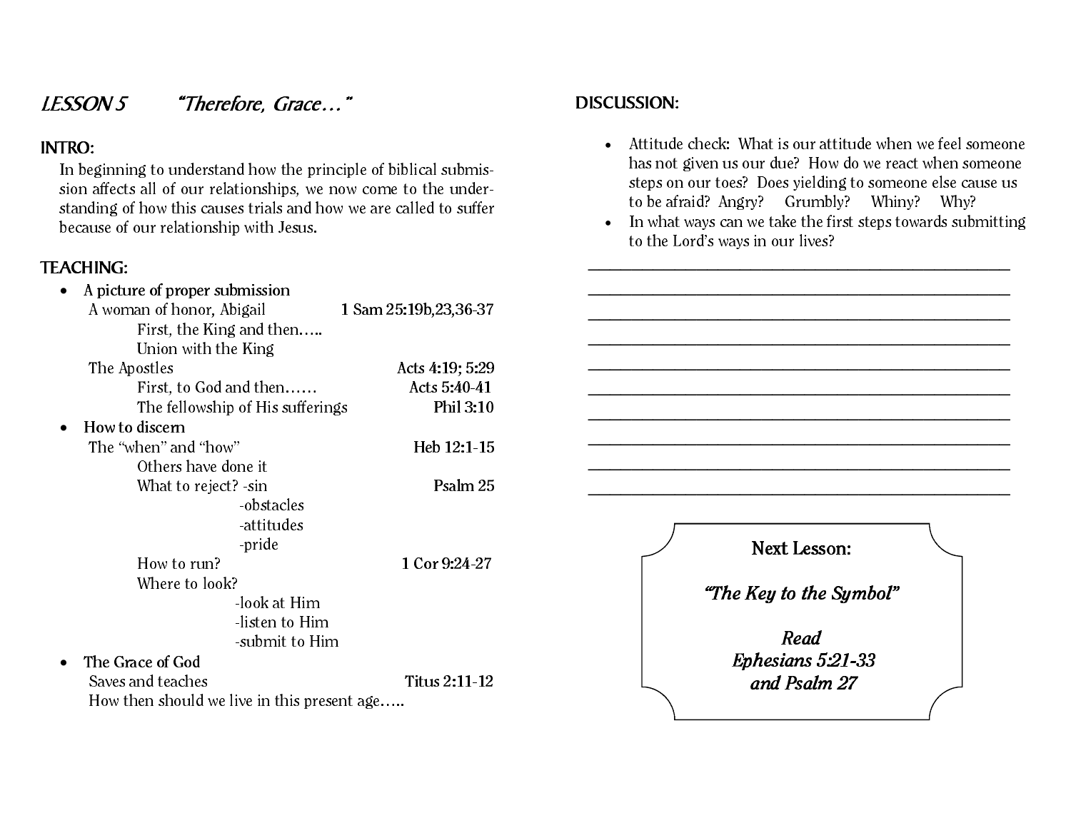## LESSON 5 *"Therefore, Grace…"*

### INTRO:

In beginning to understand how the principle of biblical submission affects all of our relationships, we now come to the understanding of how this causes trials and how we are called to suffer because of our relationship with Jesus.

### TEACHING:

- A picture of proper submission
  - A woman of honor, Abigail — 1 Sam 25:19b,23,36-37
    - First, the King and then…..
    - Union with the King
  - The Apostles — Acts 4:19; 5:29
    - First, to God and then…… — Acts 5:40-41
    - The fellowship of His sufferings — Phil 3:10
- How to discern
  - The "when" and "how" — Heb 12:1-15
    - Others have done it
    - What to reject? — Psalm 25
      - -sin
      - -obstacles
      - -attitudes
      - -pride
    - How to run? — 1 Cor 9:24-27
    - Where to look?
      - -look at Him
      - -listen to Him
      - -submit to Him
- The Grace of God
  - Saves and teaches — Titus 2:11-12
  - How then should we live in this present age…..

### DISCUSSION:

- Attitude check: What is our attitude when we feel someone has not given us our due? How do we react when someone steps on our toes? Does yielding to someone else cause us to be afraid? Angry? Grumbly? Whiny? Why?
- In what ways can we take the first steps towards submitting to the Lord's ways in our lives?

\_\_\_\_\_\_\_\_\_\_\_\_\_\_\_\_\_\_\_\_\_\_\_\_\_\_\_\_\_\_\_\_\_\_\_\_\_\_\_\_\_\_\_\_

\_\_\_\_\_\_\_\_\_\_\_\_\_\_\_\_\_\_\_\_\_\_\_\_\_\_\_\_\_\_\_\_\_\_\_\_\_\_\_\_\_\_\_\_

\_\_\_\_\_\_\_\_\_\_\_\_\_\_\_\_\_\_\_\_\_\_\_\_\_\_\_\_\_\_\_\_\_\_\_\_\_\_\_\_\_\_\_\_

\_\_\_\_\_\_\_\_\_\_\_\_\_\_\_\_\_\_\_\_\_\_\_\_\_\_\_\_\_\_\_\_\_\_\_\_\_\_\_\_\_\_\_\_

\_\_\_\_\_\_\_\_\_\_\_\_\_\_\_\_\_\_\_\_\_\_\_\_\_\_\_\_\_\_\_\_\_\_\_\_\_\_\_\_\_\_\_\_

\_\_\_\_\_\_\_\_\_\_\_\_\_\_\_\_\_\_\_\_\_\_\_\_\_\_\_\_\_\_\_\_\_\_\_\_\_\_\_\_\_\_\_\_

\_\_\_\_\_\_\_\_\_\_\_\_\_\_\_\_\_\_\_\_\_\_\_\_\_\_\_\_\_\_\_\_\_\_\_\_\_\_\_\_\_\_\_\_

\_\_\_\_\_\_\_\_\_\_\_\_\_\_\_\_\_\_\_\_\_\_\_\_\_\_\_\_\_\_\_\_\_\_\_\_\_\_\_\_\_\_\_\_

\_\_\_\_\_\_\_\_\_\_\_\_\_\_\_\_\_\_\_\_\_\_\_\_\_\_\_\_\_\_\_\_\_\_\_\_\_\_\_\_\_\_\_\_

\_\_\_\_\_\_\_\_\_\_\_\_\_\_\_\_\_\_\_\_\_\_\_\_\_\_\_\_\_\_\_\_\_\_\_\_\_\_\_\_\_\_\_\_

**Next Lesson:**

***"The Key to the Symbol"***

***Read Ephesians 5:21-33 and Psalm 27***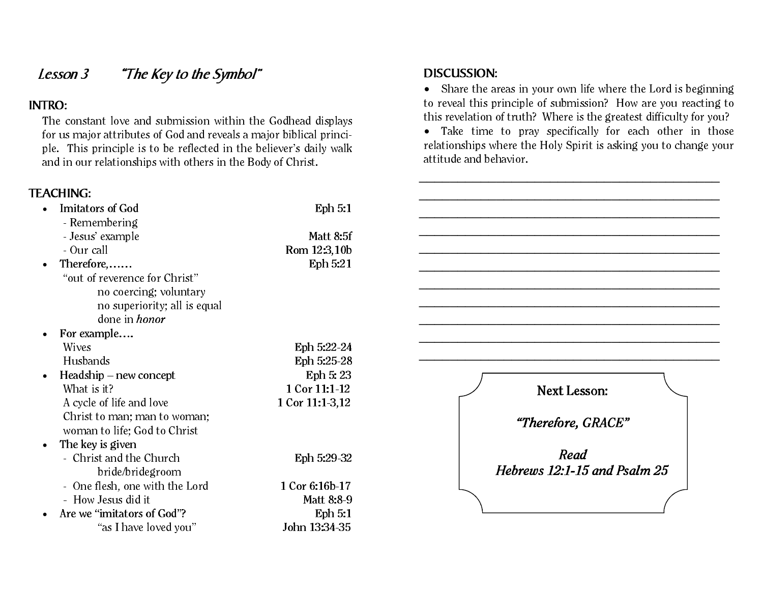## Lesson 3 *"The Key to the Symbol"*

**INTRO:**

The constant love and submission within the Godhead displays for us major attributes of God and reveals a major biblical principle. This principle is to be reflected in the believer's daily walk and in our relationships with others in the Body of Christ.

**TEACHING:**

- **Imitators of God** — Eph 5:1
  - Remembering
  - Jesus' example — Matt 8:5f
  - Our call — Rom 12:3,10b
- **Therefore,……** — Eph 5:21
  - "out of reverence for Christ"
    - no coercing; voluntary
    - no superiority; all is equal
    - done in *honor*
- **For example….**
  - Wives — Eph 5:22-24
  - Husbands — Eph 5:25-28
- **Headship – new concept** — Eph 5: 23
  - What is it? — 1 Cor 11:1-12
  - A cycle of life and love — 1 Cor 11:1-3,12
  - Christ to man; man to woman; woman to life; God to Christ
- **The key is given**
  - Christ and the Church — Eph 5:29-32
    - bride/bridegroom
  - One flesh, one with the Lord — 1 Cor 6:16b-17
  - How Jesus did it — Matt 8:8-9
- **Are we "imitators of God"?** — Eph 5:1
  - "as I have loved you" — John 13:34-35

**DISCUSSION:**

- Share the areas in your own life where the Lord is beginning to reveal this principle of submission? How are you reacting to this revelation of truth? Where is the greatest difficulty for you?
- Take time to pray specifically for each other in those relationships where the Holy Spirit is asking you to change your attitude and behavior.

______________________________________________________

______________________________________________________

______________________________________________________

______________________________________________________

______________________________________________________

______________________________________________________

______________________________________________________

______________________________________________________

______________________________________________________

______________________________________________________

______________________________________________________

**Next Lesson:**

***"Therefore, GRACE"***

***Read***
***Hebrews 12:1-15 and Psalm 25***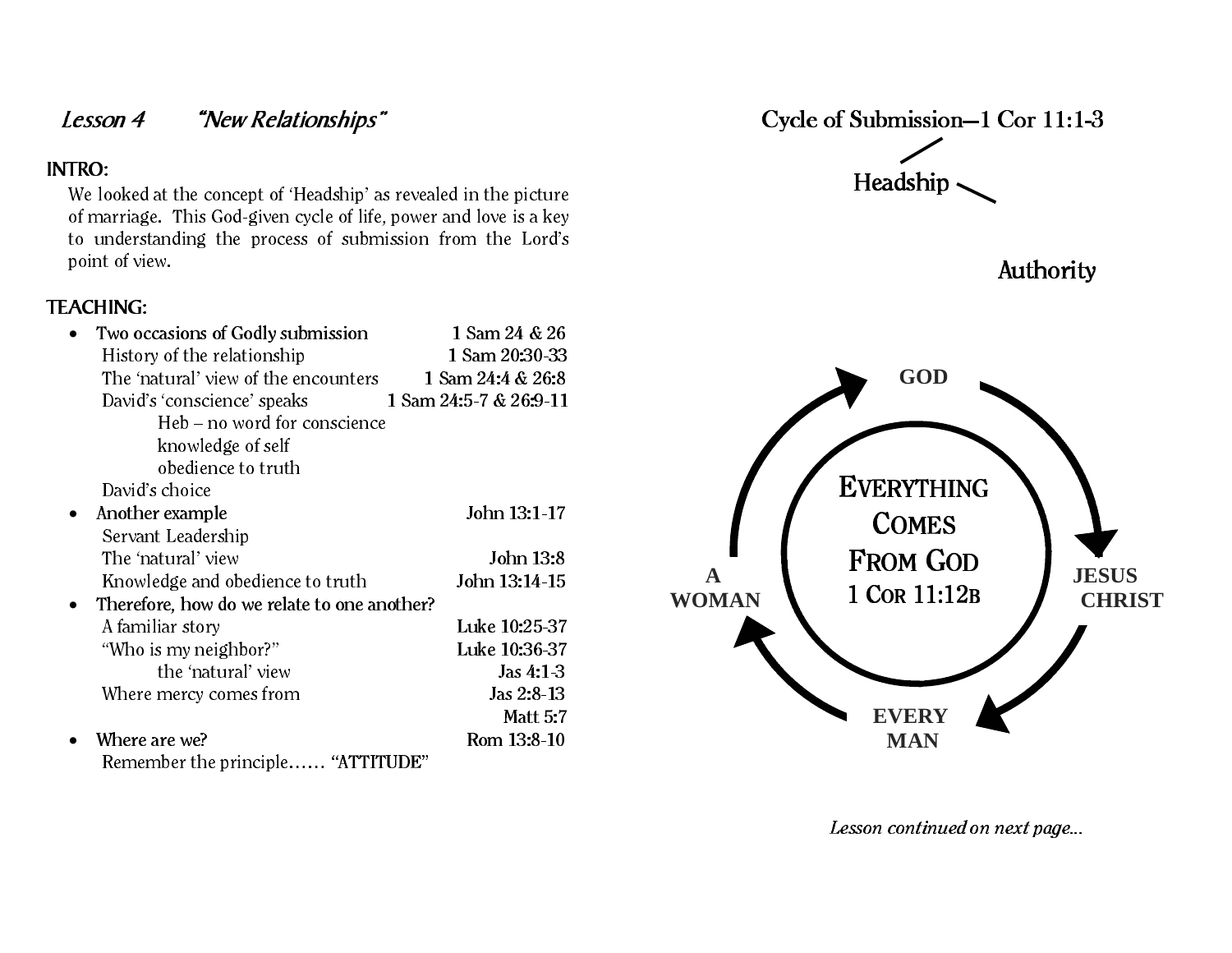## *Lesson 4 "New Relationships"*

**INTRO:**

We looked at the concept of 'Headship' as revealed in the picture of marriage. This God-given cycle of life, power and love is a key to understanding the process of submission from the Lord's point of view.

**TEACHING:**

- **Two occasions of Godly submission** — 1 Sam 24 & 26
  - History of the relationship — 1 Sam 20:30-33
  - The 'natural' view of the encounters — 1 Sam 24:4 & 26:8
  - David's 'conscience' speaks — 1 Sam 24:5-7 & 26:9-11
    - Heb – no word for conscience
    - knowledge of self
    - obedience to truth
  - David's choice
- **Another example** — John 13:1-17
  - Servant Leadership
  - The 'natural' view — John 13:8
  - Knowledge and obedience to truth — John 13:14-15
- **Therefore, how do we relate to one another?**
  - A familiar story — Luke 10:25-37
  - "Who is my neighbor?" — Luke 10:36-37
    - the 'natural' view — Jas 4:1-3
  - Where mercy comes from — Jas 2:8-13; Matt 5:7
- **Where are we?** — Rom 13:8-10
  - Remember the principle…… "ATTITUDE"

## Cycle of Submission—1 Cor 11:1-3

Headship

Authority

GOD → JESUS CHRIST → EVERY MAN → A WOMAN → GOD

EVERYTHING COMES FROM GOD
1 COR 11:12B

*Lesson continued on next page...*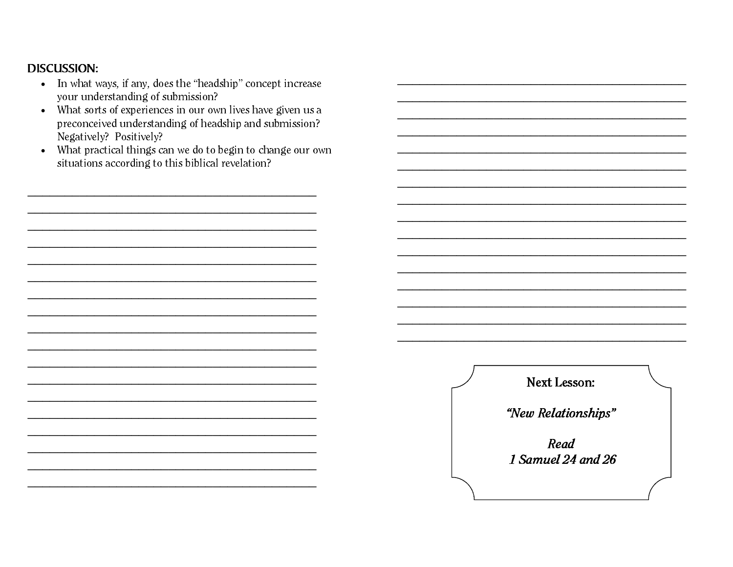**DISCUSSION:**

- In what ways, if any, does the "headship" concept increase your understanding of submission?
- What sorts of experiences in our own lives have given us a preconceived understanding of headship and submission? Negatively? Positively?
- What practical things can we do to begin to change our own situations according to this biblical revelation?

**Next Lesson:**

***"New Relationships"***

***Read***
***1 Samuel 24 and 26***